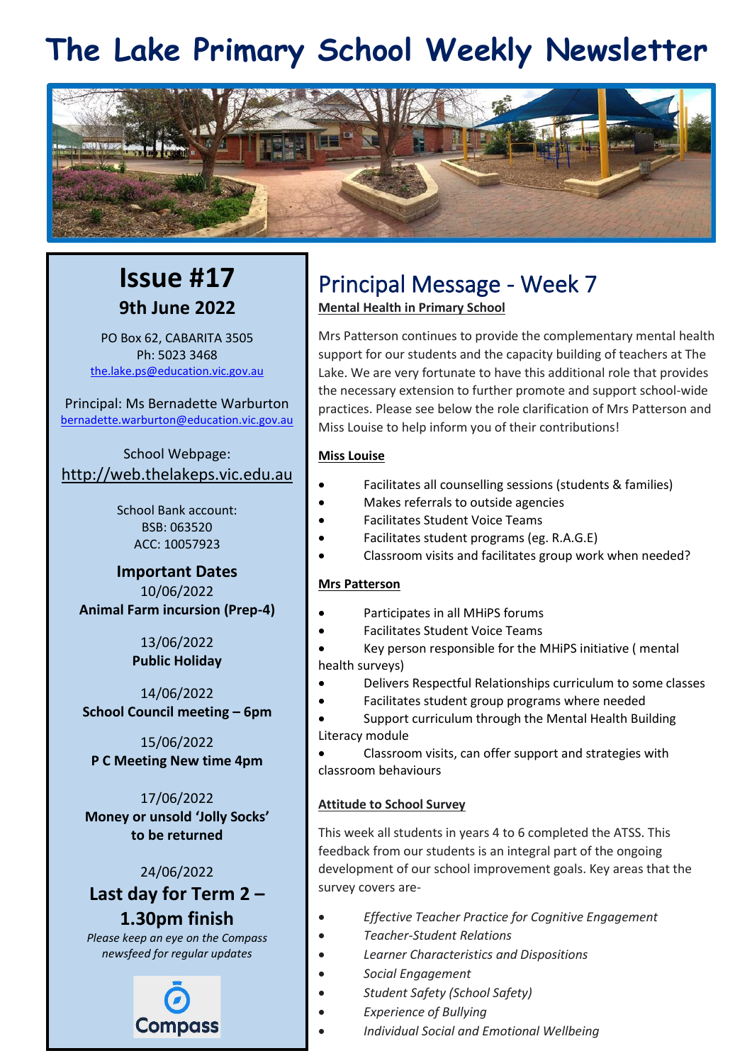# The Lake Primary School Weekly Newsletter

## Issue #17

### 9th June 2022

PO Box 62, CABARITA 3505
Ph: 5023 3468
the.lake.ps@education.vic.gov.au

Principal: Ms Bernadette Warburton
bernadette.warburton@education.vic.gov.au

School Webpage:
http://web.thelakeps.vic.edu.au

School Bank account:
BSB: 063520
ACC: 10057923

**Important Dates**

10/06/2022
**Animal Farm incursion (Prep-4)**

13/06/2022
**Public Holiday**

14/06/2022
**School Council meeting – 6pm**

15/06/2022
**P C Meeting New time 4pm**

17/06/2022
**Money or unsold 'Jolly Socks' to be returned**

24/06/2022
**Last day for Term 2 – 1.30pm finish**

*Please keep an eye on the Compass newsfeed for regular updates*

Compass

## Principal Message - Week 7

**Mental Health in Primary School**

Mrs Patterson continues to provide the complementary mental health support for our students and the capacity building of teachers at The Lake. We are very fortunate to have this additional role that provides the necessary extension to further promote and support school-wide practices. Please see below the role clarification of Mrs Patterson and Miss Louise to help inform you of their contributions!

**Miss Louise**

- Facilitates all counselling sessions (students & families)
- Makes referrals to outside agencies
- Facilitates Student Voice Teams
- Facilitates student programs (eg. R.A.G.E)
- Classroom visits and facilitates group work when needed?

**Mrs Patterson**

- Participates in all MHiPS forums
- Facilitates Student Voice Teams
- Key person responsible for the MHiPS initiative ( mental health surveys)
- Delivers Respectful Relationships curriculum to some classes
- Facilitates student group programs where needed
- Support curriculum through the Mental Health Building Literacy module
- Classroom visits, can offer support and strategies with classroom behaviours

**Attitude to School Survey**

This week all students in years 4 to 6 completed the ATSS. This feedback from our students is an integral part of the ongoing development of our school improvement goals. Key areas that the survey covers are-

- *Effective Teacher Practice for Cognitive Engagement*
- *Teacher-Student Relations*
- *Learner Characteristics and Dispositions*
- *Social Engagement*
- *Student Safety (School Safety)*
- *Experience of Bullying*
- *Individual Social and Emotional Wellbeing*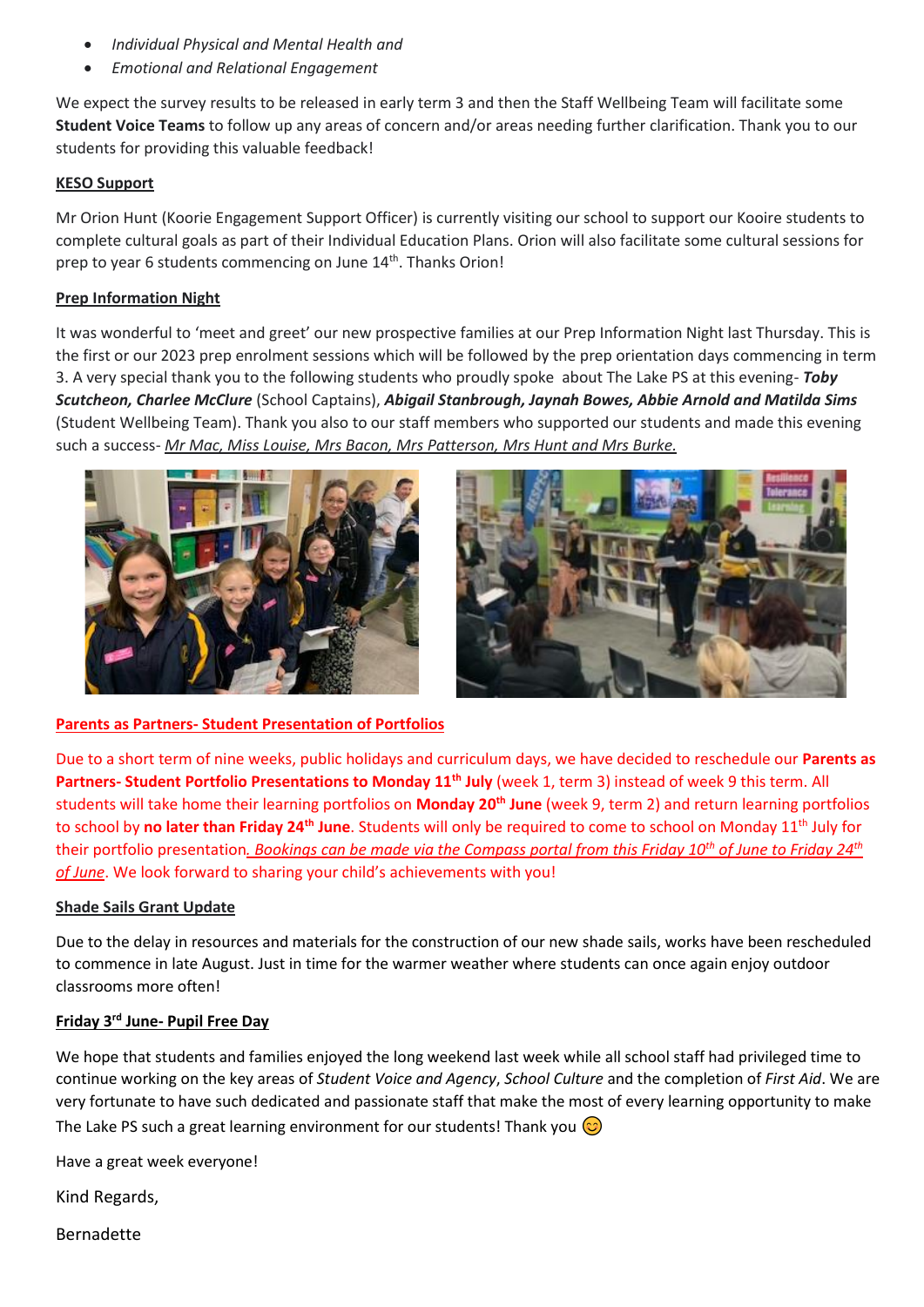- *Individual Physical and Mental Health and*
- *Emotional and Relational Engagement*

We expect the survey results to be released in early term 3 and then the Staff Wellbeing Team will facilitate some **Student Voice Teams** to follow up any areas of concern and/or areas needing further clarification. Thank you to our students for providing this valuable feedback!

**KESO Support**

Mr Orion Hunt (Koorie Engagement Support Officer) is currently visiting our school to support our Kooire students to complete cultural goals as part of their Individual Education Plans. Orion will also facilitate some cultural sessions for prep to year 6 students commencing on June 14th. Thanks Orion!

**Prep Information Night**

It was wonderful to 'meet and greet' our new prospective families at our Prep Information Night last Thursday. This is the first or our 2023 prep enrolment sessions which will be followed by the prep orientation days commencing in term 3. A very special thank you to the following students who proudly spoke about The Lake PS at this evening- ***Toby Scutcheon, Charlee McClure*** (School Captains), ***Abigail Stanbrough, Jaynah Bowes, Abbie Arnold and Matilda Sims*** (Student Wellbeing Team). Thank you also to our staff members who supported our students and made this evening such a success- *Mr Mac, Miss Louise, Mrs Bacon, Mrs Patterson, Mrs Hunt and Mrs Burke.*

**Parents as Partners- Student Presentation of Portfolios**

Due to a short term of nine weeks, public holidays and curriculum days, we have decided to reschedule our **Parents as Partners- Student Portfolio Presentations to Monday 11th July** (week 1, term 3) instead of week 9 this term. All students will take home their learning portfolios on **Monday 20th June** (week 9, term 2) and return learning portfolios to school by **no later than Friday 24th June**. Students will only be required to come to school on Monday 11th July for their portfolio presentation. *Bookings can be made via the Compass portal from this Friday 10th of June to Friday 24th of June*. We look forward to sharing your child's achievements with you!

**Shade Sails Grant Update**

Due to the delay in resources and materials for the construction of our new shade sails, works have been rescheduled to commence in late August. Just in time for the warmer weather where students can once again enjoy outdoor classrooms more often!

**Friday 3rd June- Pupil Free Day**

We hope that students and families enjoyed the long weekend last week while all school staff had privileged time to continue working on the key areas of *Student Voice and Agency*, *School Culture* and the completion of *First Aid*. We are very fortunate to have such dedicated and passionate staff that make the most of every learning opportunity to make The Lake PS such a great learning environment for our students! Thank you 😊

Have a great week everyone!

Kind Regards,

Bernadette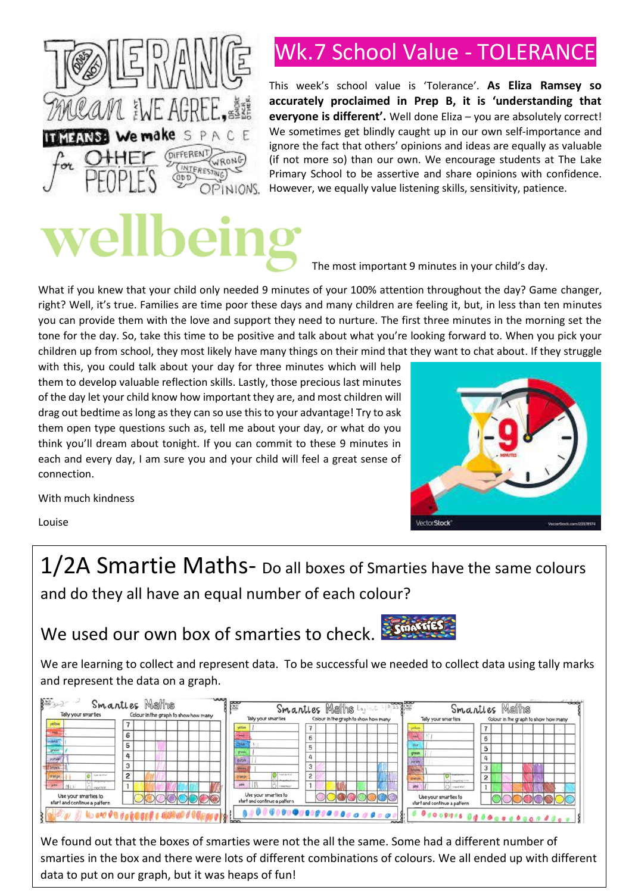## Wk.7 School Value - TOLERANCE

This week's school value is 'Tolerance'. **As Eliza Ramsey so accurately proclaimed in Prep B, it is 'understanding that everyone is different'.** Well done Eliza – you are absolutely correct! We sometimes get blindly caught up in our own self-importance and ignore the fact that others' opinions and ideas are equally as valuable (if not more so) than our own. We encourage students at The Lake Primary School to be assertive and share opinions with confidence. However, we equally value listening skills, sensitivity, patience.

# wellbeing

The most important 9 minutes in your child's day.

What if you knew that your child only needed 9 minutes of your 100% attention throughout the day? Game changer, right? Well, it's true. Families are time poor these days and many children are feeling it, but, in less than ten minutes you can provide them with the love and support they need to nurture. The first three minutes in the morning set the tone for the day. So, take this time to be positive and talk about what you're looking forward to. When you pick your children up from school, they most likely have many things on their mind that they want to chat about. If they struggle with this, you could talk about your day for three minutes which will help them to develop valuable reflection skills. Lastly, those precious last minutes of the day let your child know how important they are, and most children will drag out bedtime as long as they can so use this to your advantage! Try to ask them open type questions such as, tell me about your day, or what do you think you'll dream about tonight. If you can commit to these 9 minutes in each and every day, I am sure you and your child will feel a great sense of connection.

With much kindness

Louise

## 1/2A Smartie Maths- Do all boxes of Smarties have the same colours and do they all have an equal number of each colour?

We used our own box of smarties to check.

We are learning to collect and represent data. To be successful we needed to collect data using tally marks and represent the data on a graph.

We found out that the boxes of smarties were not the all the same. Some had a different number of smarties in the box and there were lots of different combinations of colours. We all ended up with different data to put on our graph, but it was heaps of fun!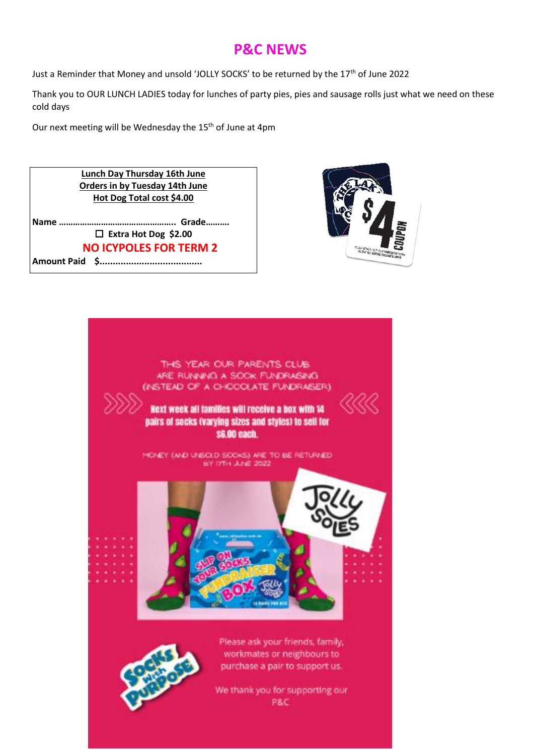# P&C NEWS

Just a Reminder that Money and unsold 'JOLLY SOCKS' to be returned by the 17th of June 2022

Thank you to OUR LUNCH LADIES today for lunches of party pies, pies and sausage rolls just what we need on these cold days

Our next meeting will be Wednesday the 15th of June at 4pm

**Lunch Day Thursday 16th June**
**Orders in by Tuesday 14th June**
**Hot Dog Total cost $4.00**

**Name …………………………………………….. Grade……….**

☐ **Extra Hot Dog $2.00**

**NO ICYPOLES FOR TERM 2**

**Amount Paid $......................................**

THIS YEAR OUR PARENTS CLUB ARE RUNNING A SOCK FUNDRAISING (INSTEAD OF A CHOCOLATE FUNDRAISER)

**Next week all families will receive a box with 14 pairs of socks (varying sizes and styles) to sell for $6.00 each.**

MONEY (AND UNSOLD SOCKS) ARE TO BE RETURNED BY 17TH JUNE 2022

Please ask your friends, family, workmates or neighbours to purchase a pair to support us.

We thank you for supporting our P&C